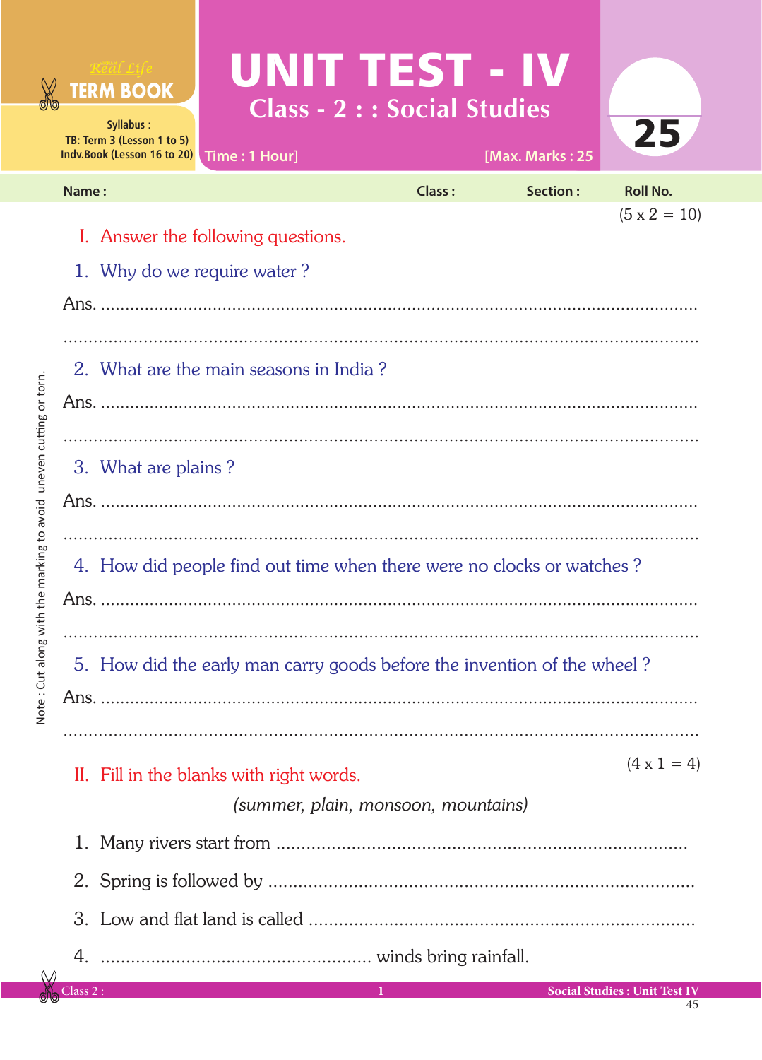Real Life **TERM BOOK**

Syllabus :
TB: Term 3 (Lesson 1 to 5)
Indv.Book (Lesson 16 to 20)

# UNIT TEST - IV

## Class - 2 : : Social Studies

Time : 1 Hour] [Max. Marks : 25

**25**

Name : Class : Section : Roll No.

### I. Answer the following questions. (5 x 2 = 10)

1. Why do we require water ?

Ans. .......................................................................................................

.......................................................................................................

2. What are the main seasons in India ?

Ans. .......................................................................................................

.......................................................................................................

3. What are plains ?

Ans. .......................................................................................................

.......................................................................................................

4. How did people find out time when there were no clocks or watches ?

Ans. .......................................................................................................

.......................................................................................................

5. How did the early man carry goods before the invention of the wheel ?

Ans. .......................................................................................................

.......................................................................................................

### II. Fill in the blanks with right words. (4 x 1 = 4)

*(summer, plain, monsoon, mountains)*

1. Many rivers start from ..............................................................................
2. Spring is followed by ..............................................................................
3. Low and flat land is called ......................................................................
4. ..................................................... winds bring rainfall.

Note : Cut along with the marking to avoid uneven cutting or torn.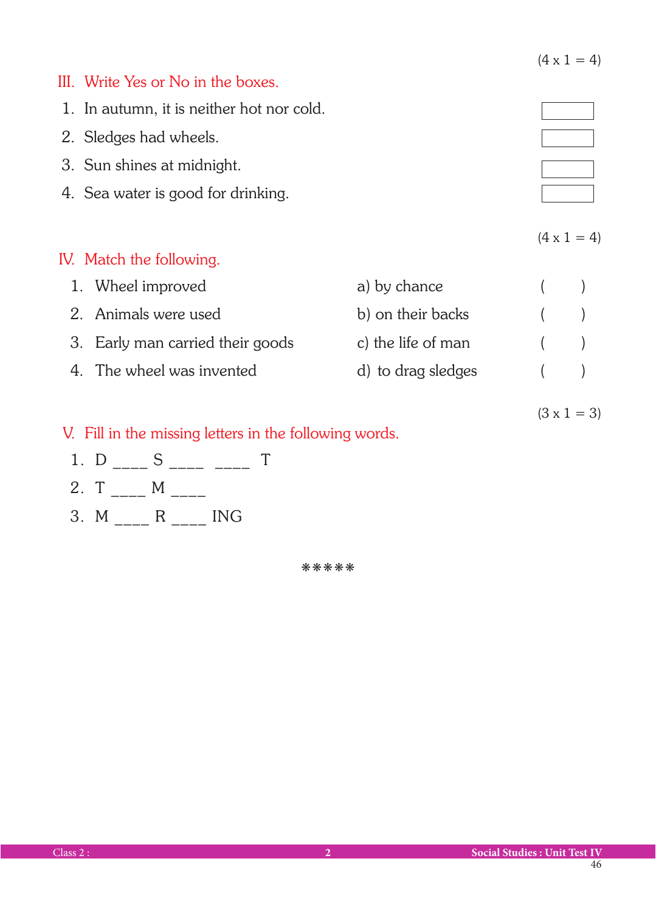(4 x 1 = 4)

## III. Write Yes or No in the boxes.

1. In autumn, it is neither hot nor cold. [ ]
2. Sledges had wheels. [ ]
3. Sun shines at midnight. [ ]
4. Sea water is good for drinking. [ ]

(4 x 1 = 4)

## IV. Match the following.

| | | |
|---|---|---|
| 1. Wheel improved | a) by chance | ( ) |
| 2. Animals were used | b) on their backs | ( ) |
| 3. Early man carried their goods | c) the life of man | ( ) |
| 4. The wheel was invented | d) to drag sledges | ( ) |

(3 x 1 = 3)

## V. Fill in the missing letters in the following words.

1. D ____ S ____ ____ T
2. T ____ M ____
3. M ____ R ____ ING

*****